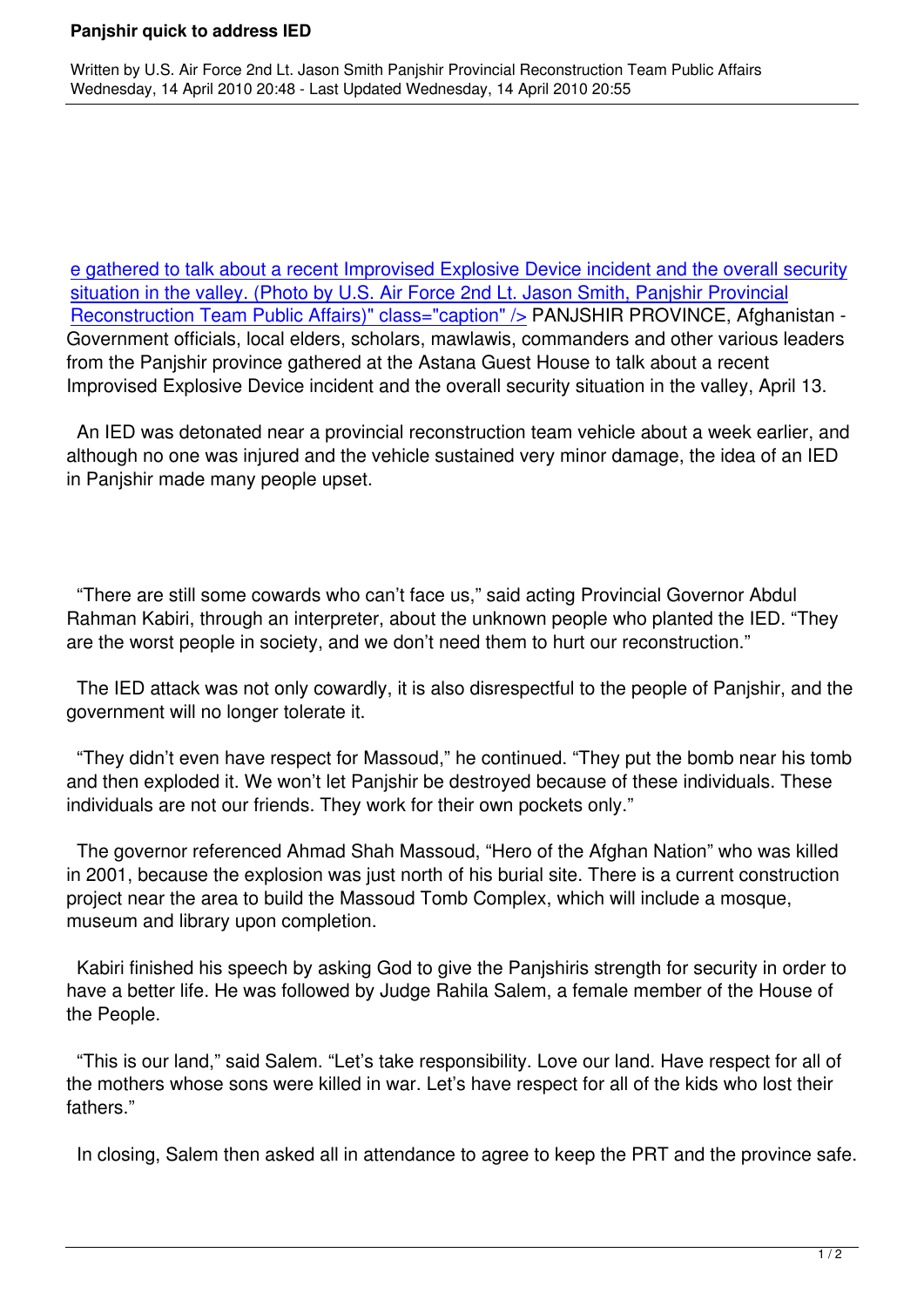# Panjshir quick to address IED

Written by U.S. Air Force 2nd Lt. Jason Smith Panjshir Provincial Reconstruction Team Public Affairs
Wednesday, 14 April 2010 20:48 - Last Updated Wednesday, 14 April 2010 20:55

e gathered to talk about a recent Improvised Explosive Device incident and the overall security situation in the valley. (Photo by U.S. Air Force 2nd Lt. Jason Smith, Panjshir Provincial Reconstruction Team Public Affairs)" class="caption" /> PANJSHIR PROVINCE, Afghanistan - Government officials, local elders, scholars, mawlawis, commanders and other various leaders from the Panjshir province gathered at the Astana Guest House to talk about a recent Improvised Explosive Device incident and the overall security situation in the valley, April 13.

An IED was detonated near a provincial reconstruction team vehicle about a week earlier, and although no one was injured and the vehicle sustained very minor damage, the idea of an IED in Panjshir made many people upset.

"There are still some cowards who can't face us," said acting Provincial Governor Abdul Rahman Kabiri, through an interpreter, about the unknown people who planted the IED. "They are the worst people in society, and we don't need them to hurt our reconstruction."

The IED attack was not only cowardly, it is also disrespectful to the people of Panjshir, and the government will no longer tolerate it.

"They didn't even have respect for Massoud," he continued. "They put the bomb near his tomb and then exploded it. We won't let Panjshir be destroyed because of these individuals. These individuals are not our friends. They work for their own pockets only."

The governor referenced Ahmad Shah Massoud, "Hero of the Afghan Nation" who was killed in 2001, because the explosion was just north of his burial site. There is a current construction project near the area to build the Massoud Tomb Complex, which will include a mosque, museum and library upon completion.

Kabiri finished his speech by asking God to give the Panjshiris strength for security in order to have a better life. He was followed by Judge Rahila Salem, a female member of the House of the People.

"This is our land," said Salem. "Let's take responsibility. Love our land. Have respect for all of the mothers whose sons were killed in war. Let's have respect for all of the kids who lost their fathers."

In closing, Salem then asked all in attendance to agree to keep the PRT and the province safe.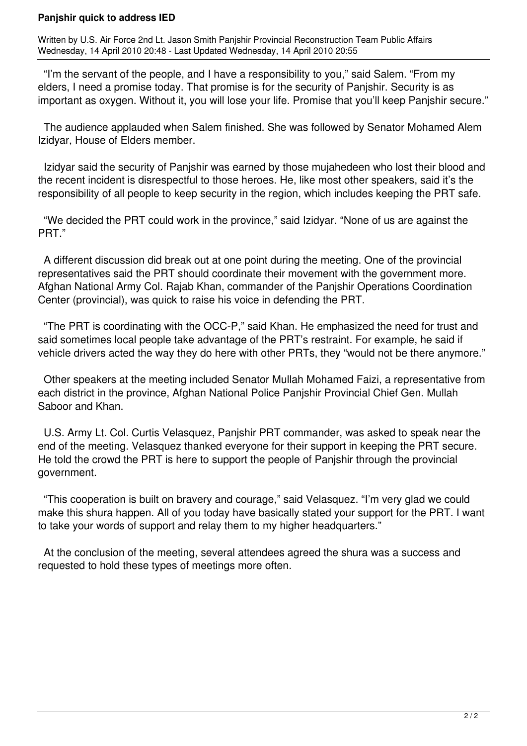“I’m the servant of the people, and I have a responsibility to you,” said Salem. “From my elders, I need a promise today. That promise is for the security of Panjshir. Security is as important as oxygen. Without it, you will lose your life. Promise that you’ll keep Panjshir secure.”

The audience applauded when Salem finished. She was followed by Senator Mohamed Alem Izidyar, House of Elders member.

Izidyar said the security of Panjshir was earned by those mujahedeen who lost their blood and the recent incident is disrespectful to those heroes. He, like most other speakers, said it’s the responsibility of all people to keep security in the region, which includes keeping the PRT safe.

“We decided the PRT could work in the province,” said Izidyar. “None of us are against the PRT.”

A different discussion did break out at one point during the meeting. One of the provincial representatives said the PRT should coordinate their movement with the government more. Afghan National Army Col. Rajab Khan, commander of the Panjshir Operations Coordination Center (provincial), was quick to raise his voice in defending the PRT.

“The PRT is coordinating with the OCC-P,” said Khan. He emphasized the need for trust and said sometimes local people take advantage of the PRT’s restraint. For example, he said if vehicle drivers acted the way they do here with other PRTs, they “would not be there anymore.”

Other speakers at the meeting included Senator Mullah Mohamed Faizi, a representative from each district in the province, Afghan National Police Panjshir Provincial Chief Gen. Mullah Saboor and Khan.

U.S. Army Lt. Col. Curtis Velasquez, Panjshir PRT commander, was asked to speak near the end of the meeting. Velasquez thanked everyone for their support in keeping the PRT secure. He told the crowd the PRT is here to support the people of Panjshir through the provincial government.

“This cooperation is built on bravery and courage,” said Velasquez. “I’m very glad we could make this shura happen. All of you today have basically stated your support for the PRT. I want to take your words of support and relay them to my higher headquarters.”

At the conclusion of the meeting, several attendees agreed the shura was a success and requested to hold these types of meetings more often.